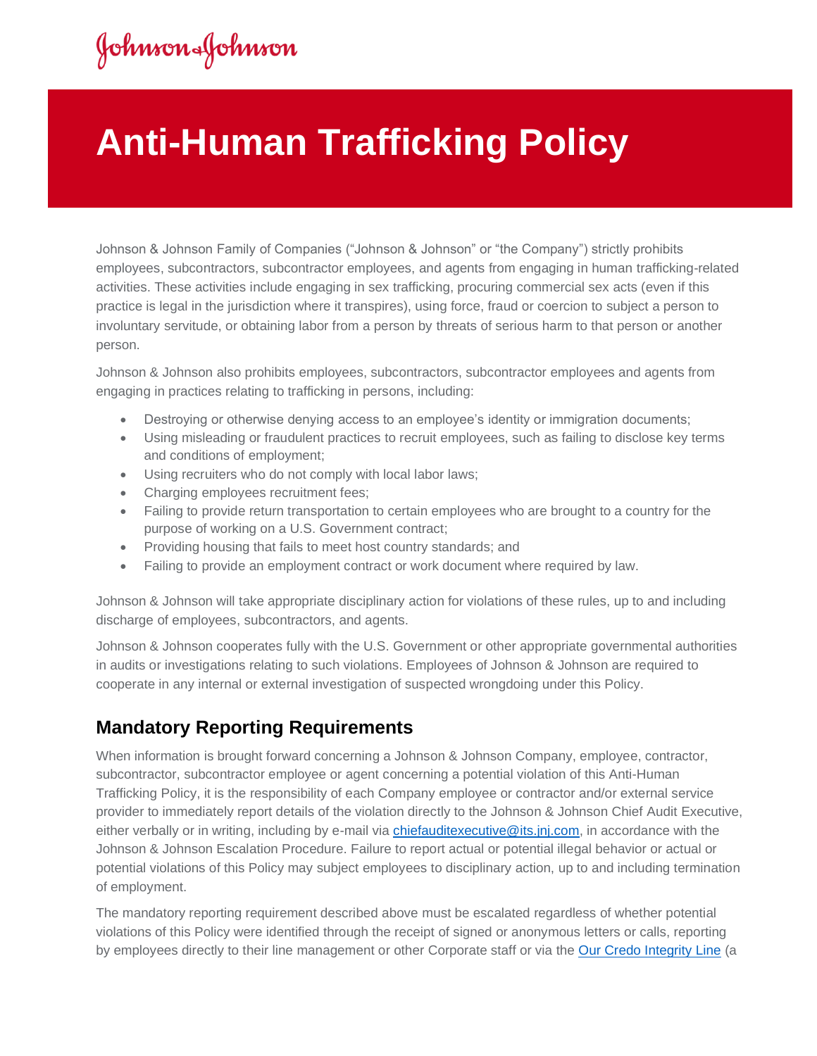# Anti-Human Trafficking Policy

Johnson & Johnson Family of Companies ("Johnson & Johnson" or "the Company") strictly prohibits employees, subcontractors, subcontractor employees, and agents from engaging in human trafficking-related activities. These activities include engaging in sex trafficking, procuring commercial sex acts (even if this practice is legal in the jurisdiction where it transpires), using force, fraud or coercion to subject a person to involuntary servitude, or obtaining labor from a person by threats of serious harm to that person or another person.

Johnson & Johnson also prohibits employees, subcontractors, subcontractor employees and agents from engaging in practices relating to trafficking in persons, including:

- Destroying or otherwise denying access to an employee's identity or immigration documents;
- Using misleading or fraudulent practices to recruit employees, such as failing to disclose key terms and conditions of employment;
- Using recruiters who do not comply with local labor laws;
- Charging employees recruitment fees;
- Failing to provide return transportation to certain employees who are brought to a country for the purpose of working on a U.S. Government contract;
- Providing housing that fails to meet host country standards; and
- Failing to provide an employment contract or work document where required by law.

Johnson & Johnson will take appropriate disciplinary action for violations of these rules, up to and including discharge of employees, subcontractors, and agents.

Johnson & Johnson cooperates fully with the U.S. Government or other appropriate governmental authorities in audits or investigations relating to such violations. Employees of Johnson & Johnson are required to cooperate in any internal or external investigation of suspected wrongdoing under this Policy.

## Mandatory Reporting Requirements

When information is brought forward concerning a Johnson & Johnson Company, employee, contractor, subcontractor, subcontractor employee or agent concerning a potential violation of this Anti-Human Trafficking Policy, it is the responsibility of each Company employee or contractor and/or external service provider to immediately report details of the violation directly to the Johnson & Johnson Chief Audit Executive, either verbally or in writing, including by e-mail via chiefauditexecutive@its.jnj.com, in accordance with the Johnson & Johnson Escalation Procedure. Failure to report actual or potential illegal behavior or actual or potential violations of this Policy may subject employees to disciplinary action, up to and including termination of employment.

The mandatory reporting requirement described above must be escalated regardless of whether potential violations of this Policy were identified through the receipt of signed or anonymous letters or calls, reporting by employees directly to their line management or other Corporate staff or via the Our Credo Integrity Line (a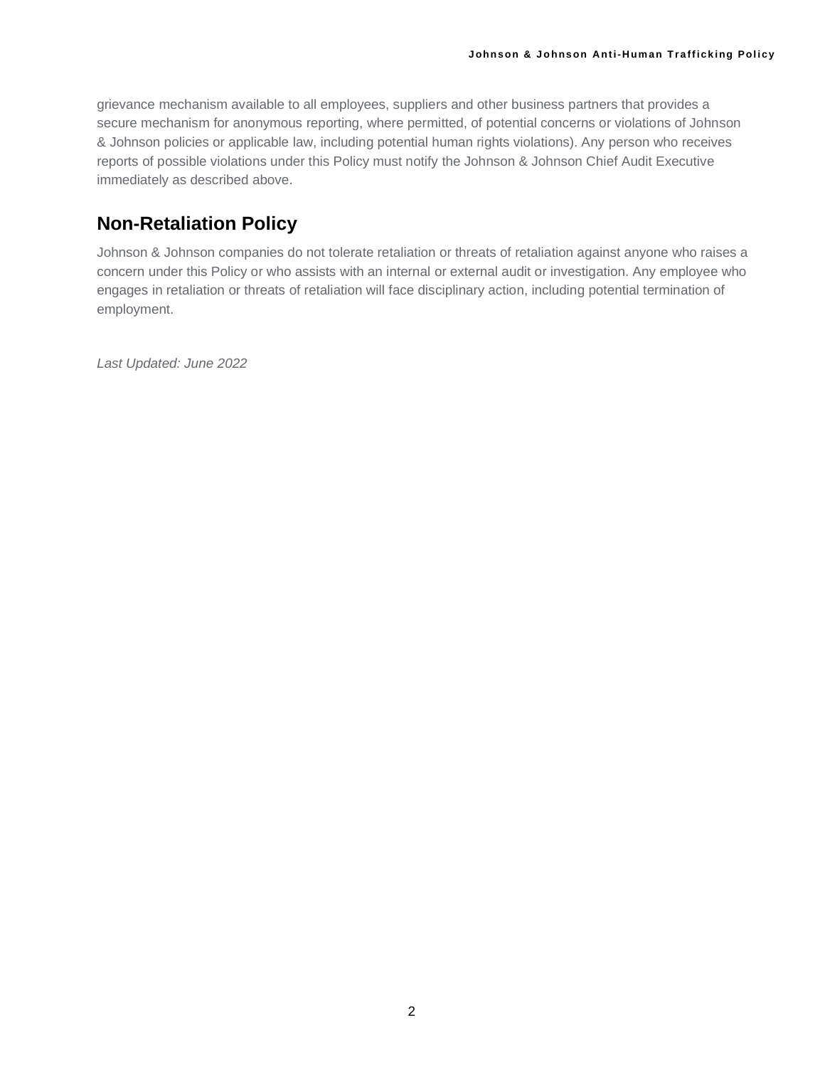grievance mechanism available to all employees, suppliers and other business partners that provides a secure mechanism for anonymous reporting, where permitted, of potential concerns or violations of Johnson & Johnson policies or applicable law, including potential human rights violations). Any person who receives reports of possible violations under this Policy must notify the Johnson & Johnson Chief Audit Executive immediately as described above.

## Non-Retaliation Policy

Johnson & Johnson companies do not tolerate retaliation or threats of retaliation against anyone who raises a concern under this Policy or who assists with an internal or external audit or investigation. Any employee who engages in retaliation or threats of retaliation will face disciplinary action, including potential termination of employment.

*Last Updated: June 2022*